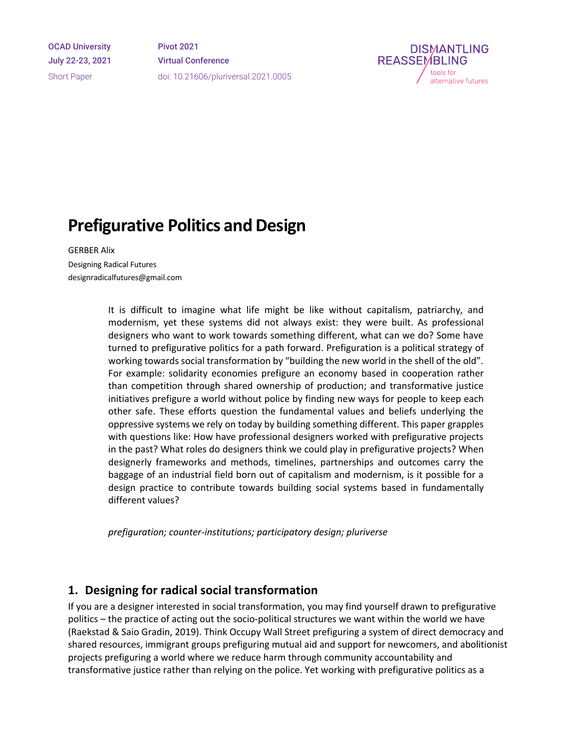# Prefigurative Politics and Design

GERBER Alix

Designing Radical Futures

designradicalfutures@gmail.com

It is difficult to imagine what life might be like without capitalism, patriarchy, and modernism, yet these systems did not always exist: they were built. As professional designers who want to work towards something different, what can we do? Some have turned to prefigurative politics for a path forward. Prefiguration is a political strategy of working towards social transformation by "building the new world in the shell of the old". For example: solidarity economies prefigure an economy based in cooperation rather than competition through shared ownership of production; and transformative justice initiatives prefigure a world without police by finding new ways for people to keep each other safe. These efforts question the fundamental values and beliefs underlying the oppressive systems we rely on today by building something different. This paper grapples with questions like: How have professional designers worked with prefigurative projects in the past? What roles do designers think we could play in prefigurative projects? When designerly frameworks and methods, timelines, partnerships and outcomes carry the baggage of an industrial field born out of capitalism and modernism, is it possible for a design practice to contribute towards building social systems based in fundamentally different values?

*prefiguration; counter-institutions; participatory design; pluriverse*

## 1. Designing for radical social transformation

If you are a designer interested in social transformation, you may find yourself drawn to prefigurative politics – the practice of acting out the socio-political structures we want within the world we have (Raekstad & Saio Gradin, 2019). Think Occupy Wall Street prefiguring a system of direct democracy and shared resources, immigrant groups prefiguring mutual aid and support for newcomers, and abolitionist projects prefiguring a world where we reduce harm through community accountability and transformative justice rather than relying on the police. Yet working with prefigurative politics as a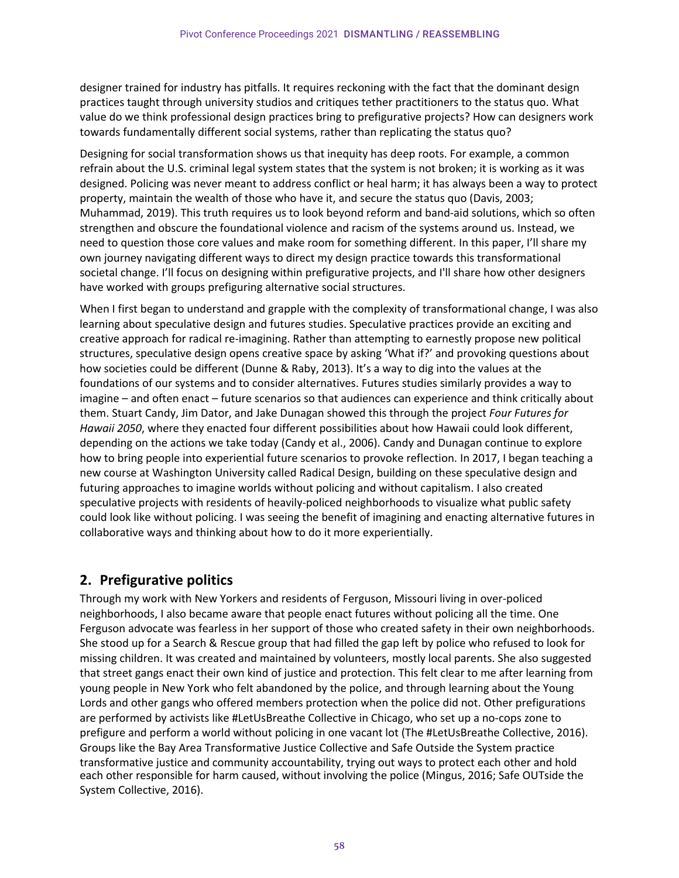designer trained for industry has pitfalls. It requires reckoning with the fact that the dominant design practices taught through university studios and critiques tether practitioners to the status quo. What value do we think professional design practices bring to prefigurative projects? How can designers work towards fundamentally different social systems, rather than replicating the status quo?

Designing for social transformation shows us that inequity has deep roots. For example, a common refrain about the U.S. criminal legal system states that the system is not broken; it is working as it was designed. Policing was never meant to address conflict or heal harm; it has always been a way to protect property, maintain the wealth of those who have it, and secure the status quo (Davis, 2003; Muhammad, 2019). This truth requires us to look beyond reform and band-aid solutions, which so often strengthen and obscure the foundational violence and racism of the systems around us. Instead, we need to question those core values and make room for something different. In this paper, I'll share my own journey navigating different ways to direct my design practice towards this transformational societal change. I'll focus on designing within prefigurative projects, and I'll share how other designers have worked with groups prefiguring alternative social structures.

When I first began to understand and grapple with the complexity of transformational change, I was also learning about speculative design and futures studies. Speculative practices provide an exciting and creative approach for radical re-imagining. Rather than attempting to earnestly propose new political structures, speculative design opens creative space by asking 'What if?' and provoking questions about how societies could be different (Dunne & Raby, 2013). It's a way to dig into the values at the foundations of our systems and to consider alternatives. Futures studies similarly provides a way to imagine – and often enact – future scenarios so that audiences can experience and think critically about them. Stuart Candy, Jim Dator, and Jake Dunagan showed this through the project *Four Futures for Hawaii 2050*, where they enacted four different possibilities about how Hawaii could look different, depending on the actions we take today (Candy et al., 2006). Candy and Dunagan continue to explore how to bring people into experiential future scenarios to provoke reflection. In 2017, I began teaching a new course at Washington University called Radical Design, building on these speculative design and futuring approaches to imagine worlds without policing and without capitalism. I also created speculative projects with residents of heavily-policed neighborhoods to visualize what public safety could look like without policing. I was seeing the benefit of imagining and enacting alternative futures in collaborative ways and thinking about how to do it more experientially.

## 2. Prefigurative politics

Through my work with New Yorkers and residents of Ferguson, Missouri living in over-policed neighborhoods, I also became aware that people enact futures without policing all the time. One Ferguson advocate was fearless in her support of those who created safety in their own neighborhoods. She stood up for a Search & Rescue group that had filled the gap left by police who refused to look for missing children. It was created and maintained by volunteers, mostly local parents. She also suggested that street gangs enact their own kind of justice and protection. This felt clear to me after learning from young people in New York who felt abandoned by the police, and through learning about the Young Lords and other gangs who offered members protection when the police did not. Other prefigurations are performed by activists like #LetUsBreathe Collective in Chicago, who set up a no-cops zone to prefigure and perform a world without policing in one vacant lot (The #LetUsBreathe Collective, 2016). Groups like the Bay Area Transformative Justice Collective and Safe Outside the System practice transformative justice and community accountability, trying out ways to protect each other and hold each other responsible for harm caused, without involving the police (Mingus, 2016; Safe OUTside the System Collective, 2016).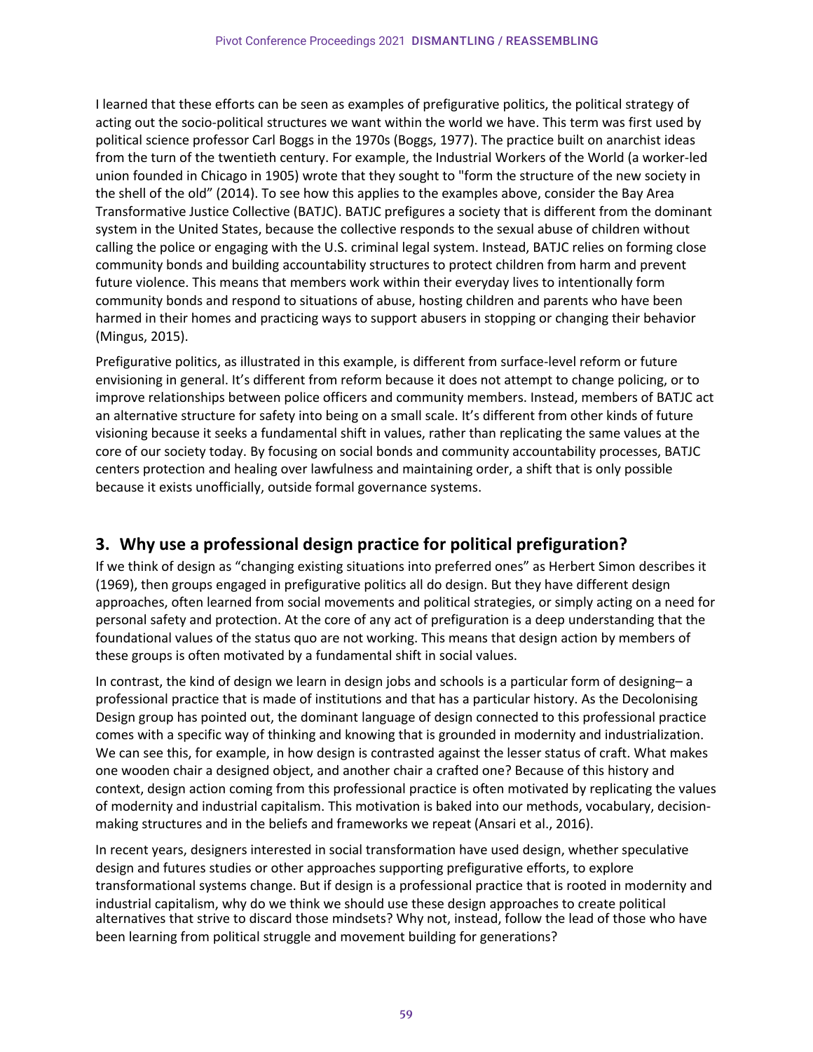I learned that these efforts can be seen as examples of prefigurative politics, the political strategy of acting out the socio-political structures we want within the world we have. This term was first used by political science professor Carl Boggs in the 1970s (Boggs, 1977). The practice built on anarchist ideas from the turn of the twentieth century. For example, the Industrial Workers of the World (a worker-led union founded in Chicago in 1905) wrote that they sought to "form the structure of the new society in the shell of the old" (2014). To see how this applies to the examples above, consider the Bay Area Transformative Justice Collective (BATJC). BATJC prefigures a society that is different from the dominant system in the United States, because the collective responds to the sexual abuse of children without calling the police or engaging with the U.S. criminal legal system. Instead, BATJC relies on forming close community bonds and building accountability structures to protect children from harm and prevent future violence. This means that members work within their everyday lives to intentionally form community bonds and respond to situations of abuse, hosting children and parents who have been harmed in their homes and practicing ways to support abusers in stopping or changing their behavior (Mingus, 2015).

Prefigurative politics, as illustrated in this example, is different from surface-level reform or future envisioning in general. It's different from reform because it does not attempt to change policing, or to improve relationships between police officers and community members. Instead, members of BATJC act an alternative structure for safety into being on a small scale. It's different from other kinds of future visioning because it seeks a fundamental shift in values, rather than replicating the same values at the core of our society today. By focusing on social bonds and community accountability processes, BATJC centers protection and healing over lawfulness and maintaining order, a shift that is only possible because it exists unofficially, outside formal governance systems.

## 3. Why use a professional design practice for political prefiguration?

If we think of design as "changing existing situations into preferred ones" as Herbert Simon describes it (1969), then groups engaged in prefigurative politics all do design. But they have different design approaches, often learned from social movements and political strategies, or simply acting on a need for personal safety and protection. At the core of any act of prefiguration is a deep understanding that the foundational values of the status quo are not working. This means that design action by members of these groups is often motivated by a fundamental shift in social values.

In contrast, the kind of design we learn in design jobs and schools is a particular form of designing– a professional practice that is made of institutions and that has a particular history. As the Decolonising Design group has pointed out, the dominant language of design connected to this professional practice comes with a specific way of thinking and knowing that is grounded in modernity and industrialization. We can see this, for example, in how design is contrasted against the lesser status of craft. What makes one wooden chair a designed object, and another chair a crafted one? Because of this history and context, design action coming from this professional practice is often motivated by replicating the values of modernity and industrial capitalism. This motivation is baked into our methods, vocabulary, decision-making structures and in the beliefs and frameworks we repeat (Ansari et al., 2016).

In recent years, designers interested in social transformation have used design, whether speculative design and futures studies or other approaches supporting prefigurative efforts, to explore transformational systems change. But if design is a professional practice that is rooted in modernity and industrial capitalism, why do we think we should use these design approaches to create political alternatives that strive to discard those mindsets? Why not, instead, follow the lead of those who have been learning from political struggle and movement building for generations?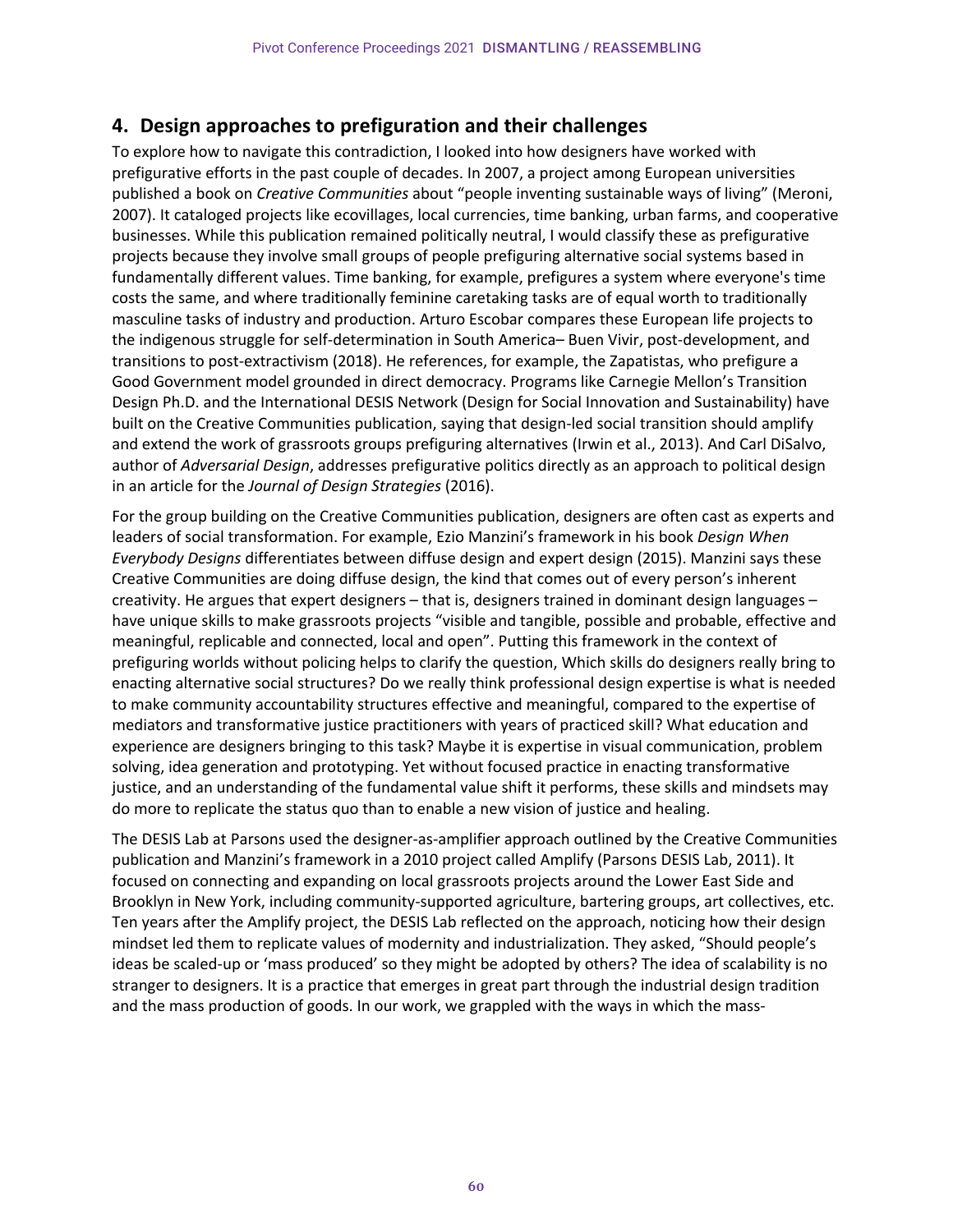## 4. Design approaches to prefiguration and their challenges

To explore how to navigate this contradiction, I looked into how designers have worked with prefigurative efforts in the past couple of decades. In 2007, a project among European universities published a book on *Creative Communities* about "people inventing sustainable ways of living" (Meroni, 2007). It cataloged projects like ecovillages, local currencies, time banking, urban farms, and cooperative businesses. While this publication remained politically neutral, I would classify these as prefigurative projects because they involve small groups of people prefiguring alternative social systems based in fundamentally different values. Time banking, for example, prefigures a system where everyone's time costs the same, and where traditionally feminine caretaking tasks are of equal worth to traditionally masculine tasks of industry and production. Arturo Escobar compares these European life projects to the indigenous struggle for self-determination in South America– Buen Vivir, post-development, and transitions to post-extractivism (2018). He references, for example, the Zapatistas, who prefigure a Good Government model grounded in direct democracy. Programs like Carnegie Mellon's Transition Design Ph.D. and the International DESIS Network (Design for Social Innovation and Sustainability) have built on the Creative Communities publication, saying that design-led social transition should amplify and extend the work of grassroots groups prefiguring alternatives (Irwin et al., 2013). And Carl DiSalvo, author of *Adversarial Design*, addresses prefigurative politics directly as an approach to political design in an article for the *Journal of Design Strategies* (2016).

For the group building on the Creative Communities publication, designers are often cast as experts and leaders of social transformation. For example, Ezio Manzini's framework in his book *Design When Everybody Designs* differentiates between diffuse design and expert design (2015). Manzini says these Creative Communities are doing diffuse design, the kind that comes out of every person's inherent creativity. He argues that expert designers – that is, designers trained in dominant design languages – have unique skills to make grassroots projects "visible and tangible, possible and probable, effective and meaningful, replicable and connected, local and open". Putting this framework in the context of prefiguring worlds without policing helps to clarify the question, Which skills do designers really bring to enacting alternative social structures? Do we really think professional design expertise is what is needed to make community accountability structures effective and meaningful, compared to the expertise of mediators and transformative justice practitioners with years of practiced skill? What education and experience are designers bringing to this task? Maybe it is expertise in visual communication, problem solving, idea generation and prototyping. Yet without focused practice in enacting transformative justice, and an understanding of the fundamental value shift it performs, these skills and mindsets may do more to replicate the status quo than to enable a new vision of justice and healing.

The DESIS Lab at Parsons used the designer-as-amplifier approach outlined by the Creative Communities publication and Manzini's framework in a 2010 project called Amplify (Parsons DESIS Lab, 2011). It focused on connecting and expanding on local grassroots projects around the Lower East Side and Brooklyn in New York, including community-supported agriculture, bartering groups, art collectives, etc. Ten years after the Amplify project, the DESIS Lab reflected on the approach, noticing how their design mindset led them to replicate values of modernity and industrialization. They asked, "Should people's ideas be scaled-up or 'mass produced' so they might be adopted by others? The idea of scalability is no stranger to designers. It is a practice that emerges in great part through the industrial design tradition and the mass production of goods. In our work, we grappled with the ways in which the mass-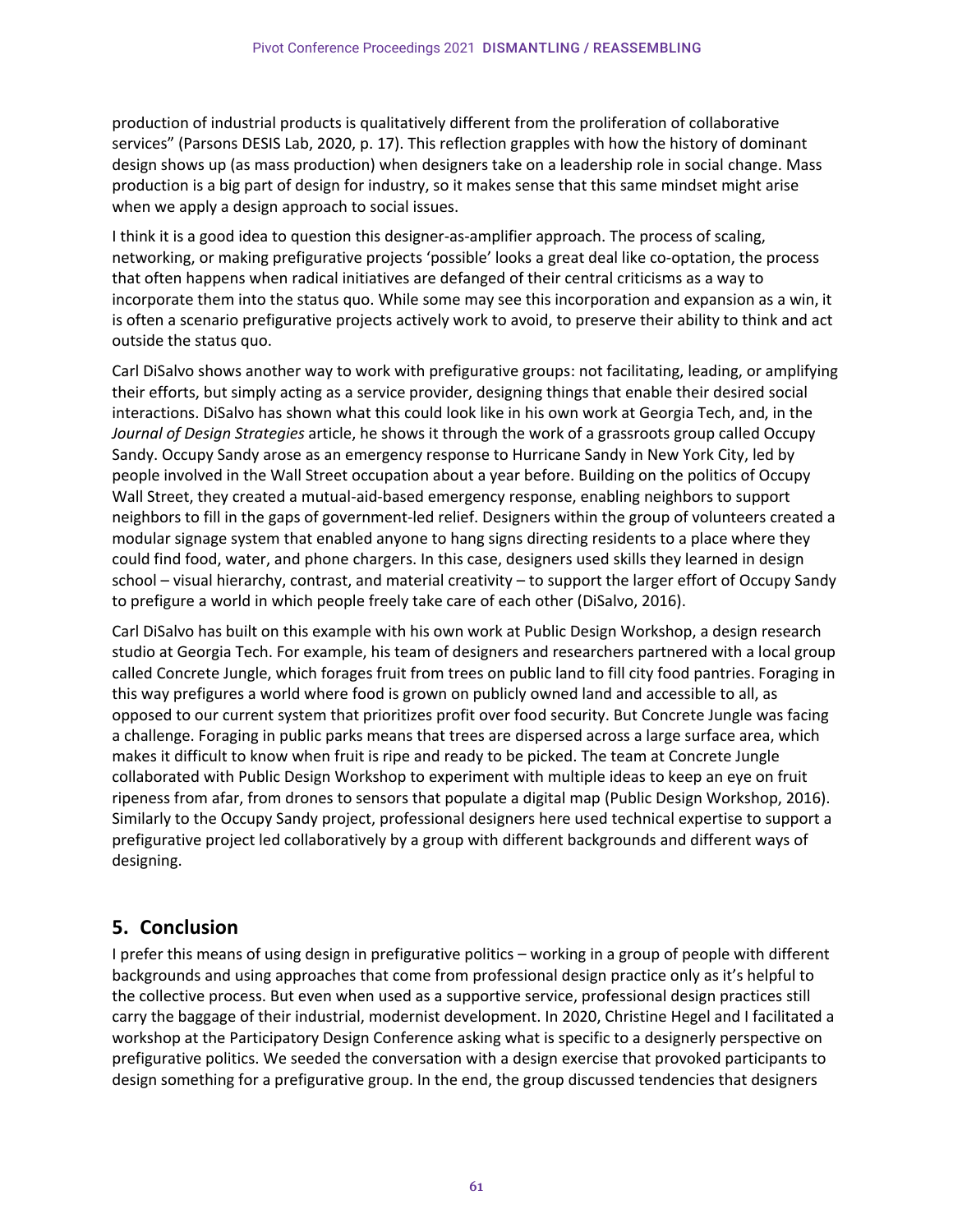production of industrial products is qualitatively different from the proliferation of collaborative services" (Parsons DESIS Lab, 2020, p. 17). This reflection grapples with how the history of dominant design shows up (as mass production) when designers take on a leadership role in social change. Mass production is a big part of design for industry, so it makes sense that this same mindset might arise when we apply a design approach to social issues.

I think it is a good idea to question this designer-as-amplifier approach. The process of scaling, networking, or making prefigurative projects 'possible' looks a great deal like co-optation, the process that often happens when radical initiatives are defanged of their central criticisms as a way to incorporate them into the status quo. While some may see this incorporation and expansion as a win, it is often a scenario prefigurative projects actively work to avoid, to preserve their ability to think and act outside the status quo.

Carl DiSalvo shows another way to work with prefigurative groups: not facilitating, leading, or amplifying their efforts, but simply acting as a service provider, designing things that enable their desired social interactions. DiSalvo has shown what this could look like in his own work at Georgia Tech, and, in the *Journal of Design Strategies* article, he shows it through the work of a grassroots group called Occupy Sandy. Occupy Sandy arose as an emergency response to Hurricane Sandy in New York City, led by people involved in the Wall Street occupation about a year before. Building on the politics of Occupy Wall Street, they created a mutual-aid-based emergency response, enabling neighbors to support neighbors to fill in the gaps of government-led relief. Designers within the group of volunteers created a modular signage system that enabled anyone to hang signs directing residents to a place where they could find food, water, and phone chargers. In this case, designers used skills they learned in design school – visual hierarchy, contrast, and material creativity – to support the larger effort of Occupy Sandy to prefigure a world in which people freely take care of each other (DiSalvo, 2016).

Carl DiSalvo has built on this example with his own work at Public Design Workshop, a design research studio at Georgia Tech. For example, his team of designers and researchers partnered with a local group called Concrete Jungle, which forages fruit from trees on public land to fill city food pantries. Foraging in this way prefigures a world where food is grown on publicly owned land and accessible to all, as opposed to our current system that prioritizes profit over food security. But Concrete Jungle was facing a challenge. Foraging in public parks means that trees are dispersed across a large surface area, which makes it difficult to know when fruit is ripe and ready to be picked. The team at Concrete Jungle collaborated with Public Design Workshop to experiment with multiple ideas to keep an eye on fruit ripeness from afar, from drones to sensors that populate a digital map (Public Design Workshop, 2016). Similarly to the Occupy Sandy project, professional designers here used technical expertise to support a prefigurative project led collaboratively by a group with different backgrounds and different ways of designing.

## 5. Conclusion

I prefer this means of using design in prefigurative politics – working in a group of people with different backgrounds and using approaches that come from professional design practice only as it's helpful to the collective process. But even when used as a supportive service, professional design practices still carry the baggage of their industrial, modernist development. In 2020, Christine Hegel and I facilitated a workshop at the Participatory Design Conference asking what is specific to a designerly perspective on prefigurative politics. We seeded the conversation with a design exercise that provoked participants to design something for a prefigurative group. In the end, the group discussed tendencies that designers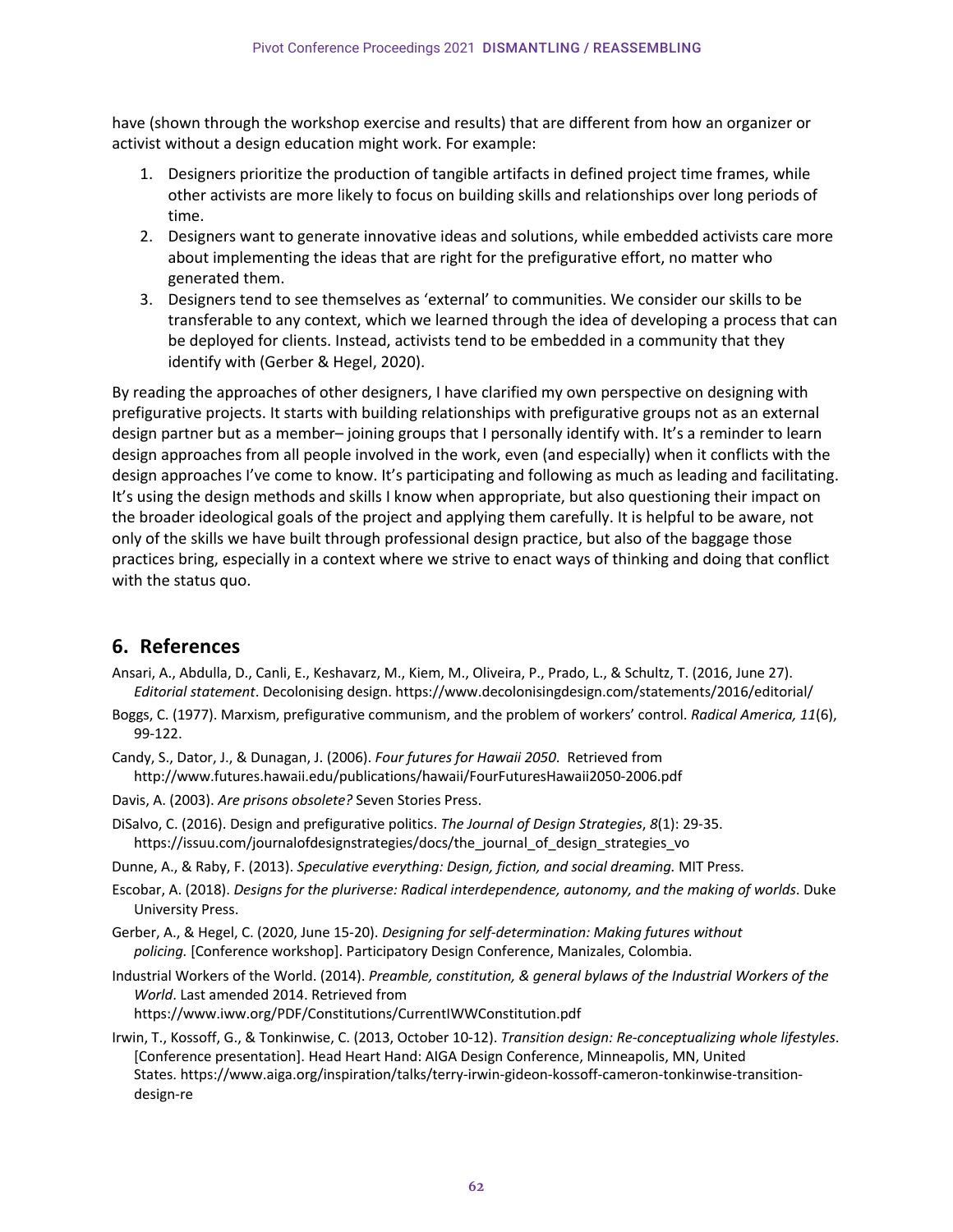have (shown through the workshop exercise and results) that are different from how an organizer or activist without a design education might work. For example:

1. Designers prioritize the production of tangible artifacts in defined project time frames, while other activists are more likely to focus on building skills and relationships over long periods of time.
2. Designers want to generate innovative ideas and solutions, while embedded activists care more about implementing the ideas that are right for the prefigurative effort, no matter who generated them.
3. Designers tend to see themselves as 'external' to communities. We consider our skills to be transferable to any context, which we learned through the idea of developing a process that can be deployed for clients. Instead, activists tend to be embedded in a community that they identify with (Gerber & Hegel, 2020).

By reading the approaches of other designers, I have clarified my own perspective on designing with prefigurative projects. It starts with building relationships with prefigurative groups not as an external design partner but as a member– joining groups that I personally identify with. It's a reminder to learn design approaches from all people involved in the work, even (and especially) when it conflicts with the design approaches I've come to know. It's participating and following as much as leading and facilitating. It's using the design methods and skills I know when appropriate, but also questioning their impact on the broader ideological goals of the project and applying them carefully. It is helpful to be aware, not only of the skills we have built through professional design practice, but also of the baggage those practices bring, especially in a context where we strive to enact ways of thinking and doing that conflict with the status quo.

## 6. References

Ansari, A., Abdulla, D., Canli, E., Keshavarz, M., Kiem, M., Oliveira, P., Prado, L., & Schultz, T. (2016, June 27). *Editorial statement*. Decolonising design. https://www.decolonisingdesign.com/statements/2016/editorial/

Boggs, C. (1977). Marxism, prefigurative communism, and the problem of workers' control. *Radical America, 11*(6), 99-122.

Candy, S., Dator, J., & Dunagan, J. (2006). *Four futures for Hawaii 2050.* Retrieved from http://www.futures.hawaii.edu/publications/hawaii/FourFuturesHawaii2050-2006.pdf

Davis, A. (2003). *Are prisons obsolete?* Seven Stories Press.

DiSalvo, C. (2016). Design and prefigurative politics. *The Journal of Design Strategies*, *8*(1): 29-35. https://issuu.com/journalofdesignstrategies/docs/the_journal_of_design_strategies_vo

Dunne, A., & Raby, F. (2013). *Speculative everything: Design, fiction, and social dreaming.* MIT Press.

Escobar, A. (2018). *Designs for the pluriverse: Radical interdependence, autonomy, and the making of worlds*. Duke University Press.

Gerber, A., & Hegel, C. (2020, June 15-20). *Designing for self-determination: Making futures without policing.* [Conference workshop]. Participatory Design Conference, Manizales, Colombia.

Industrial Workers of the World. (2014). *Preamble, constitution, & general bylaws of the Industrial Workers of the World*. Last amended 2014. Retrieved from https://www.iww.org/PDF/Constitutions/CurrentIWWConstitution.pdf

Irwin, T., Kossoff, G., & Tonkinwise, C. (2013, October 10-12). *Transition design: Re-conceptualizing whole lifestyles*. [Conference presentation]. Head Heart Hand: AIGA Design Conference, Minneapolis, MN, United States. https://www.aiga.org/inspiration/talks/terry-irwin-gideon-kossoff-cameron-tonkinwise-transition-design-re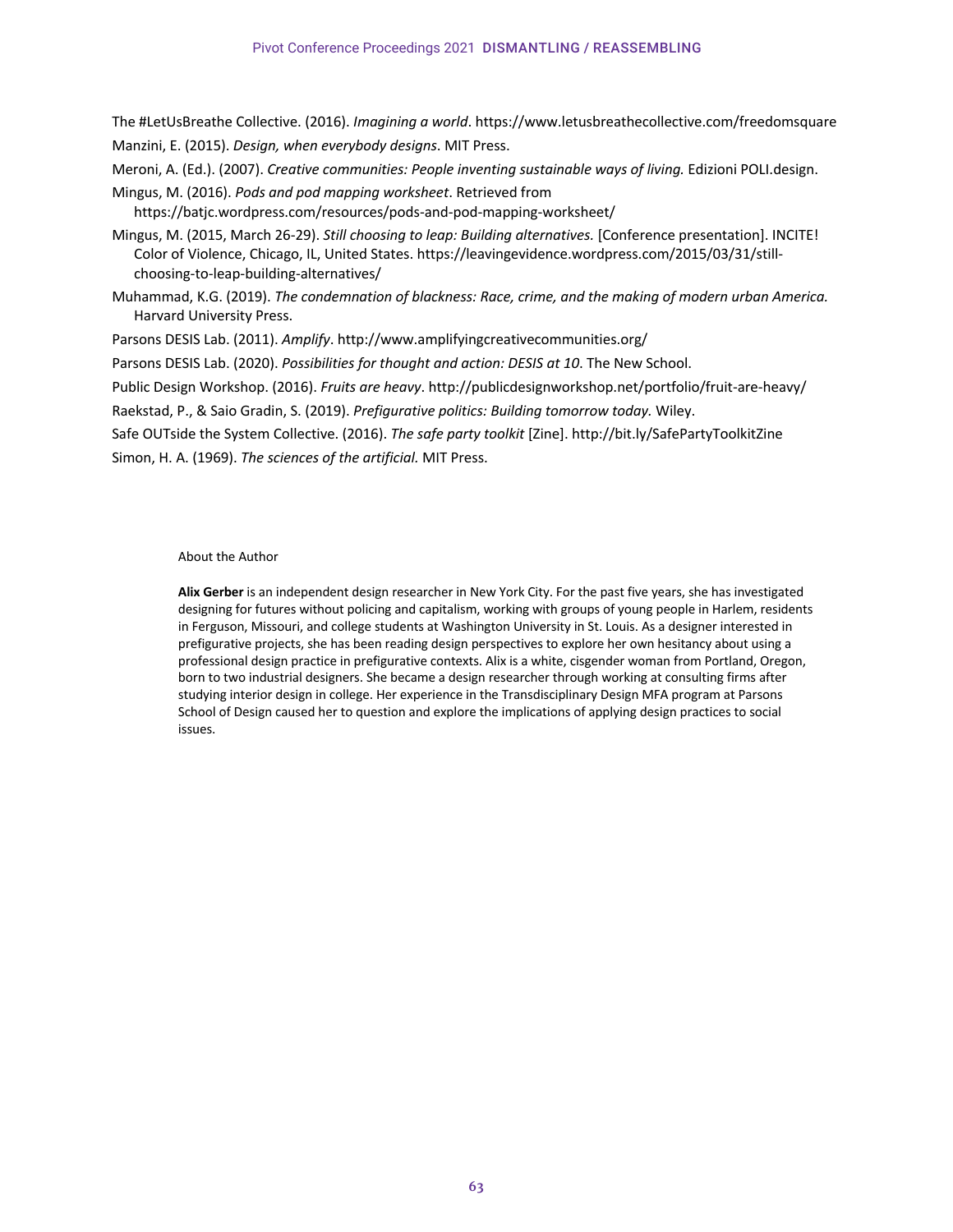The #LetUsBreathe Collective. (2016). *Imagining a world*. https://www.letusbreathecollective.com/freedomsquare

Manzini, E. (2015). *Design, when everybody designs*. MIT Press.

Meroni, A. (Ed.). (2007). *Creative communities: People inventing sustainable ways of living.* Edizioni POLI.design.

Mingus, M. (2016). *Pods and pod mapping worksheet*. Retrieved from https://batjc.wordpress.com/resources/pods-and-pod-mapping-worksheet/

Mingus, M. (2015, March 26-29). *Still choosing to leap: Building alternatives.* [Conference presentation]. INCITE! Color of Violence, Chicago, IL, United States. https://leavingevidence.wordpress.com/2015/03/31/still-choosing-to-leap-building-alternatives/

Muhammad, K.G. (2019). *The condemnation of blackness: Race, crime, and the making of modern urban America.* Harvard University Press.

Parsons DESIS Lab. (2011). *Amplify*. http://www.amplifyingcreativecommunities.org/

Parsons DESIS Lab. (2020). *Possibilities for thought and action: DESIS at 10*. The New School.

Public Design Workshop. (2016). *Fruits are heavy*. http://publicdesignworkshop.net/portfolio/fruit-are-heavy/

Raekstad, P., & Saio Gradin, S. (2019). *Prefigurative politics: Building tomorrow today.* Wiley.

Safe OUTside the System Collective. (2016). *The safe party toolkit* [Zine]. http://bit.ly/SafePartyToolkitZine

Simon, H. A. (1969). *The sciences of the artificial.* MIT Press.

About the Author

**Alix Gerber** is an independent design researcher in New York City. For the past five years, she has investigated designing for futures without policing and capitalism, working with groups of young people in Harlem, residents in Ferguson, Missouri, and college students at Washington University in St. Louis. As a designer interested in prefigurative projects, she has been reading design perspectives to explore her own hesitancy about using a professional design practice in prefigurative contexts. Alix is a white, cisgender woman from Portland, Oregon, born to two industrial designers. She became a design researcher through working at consulting firms after studying interior design in college. Her experience in the Transdisciplinary Design MFA program at Parsons School of Design caused her to question and explore the implications of applying design practices to social issues.